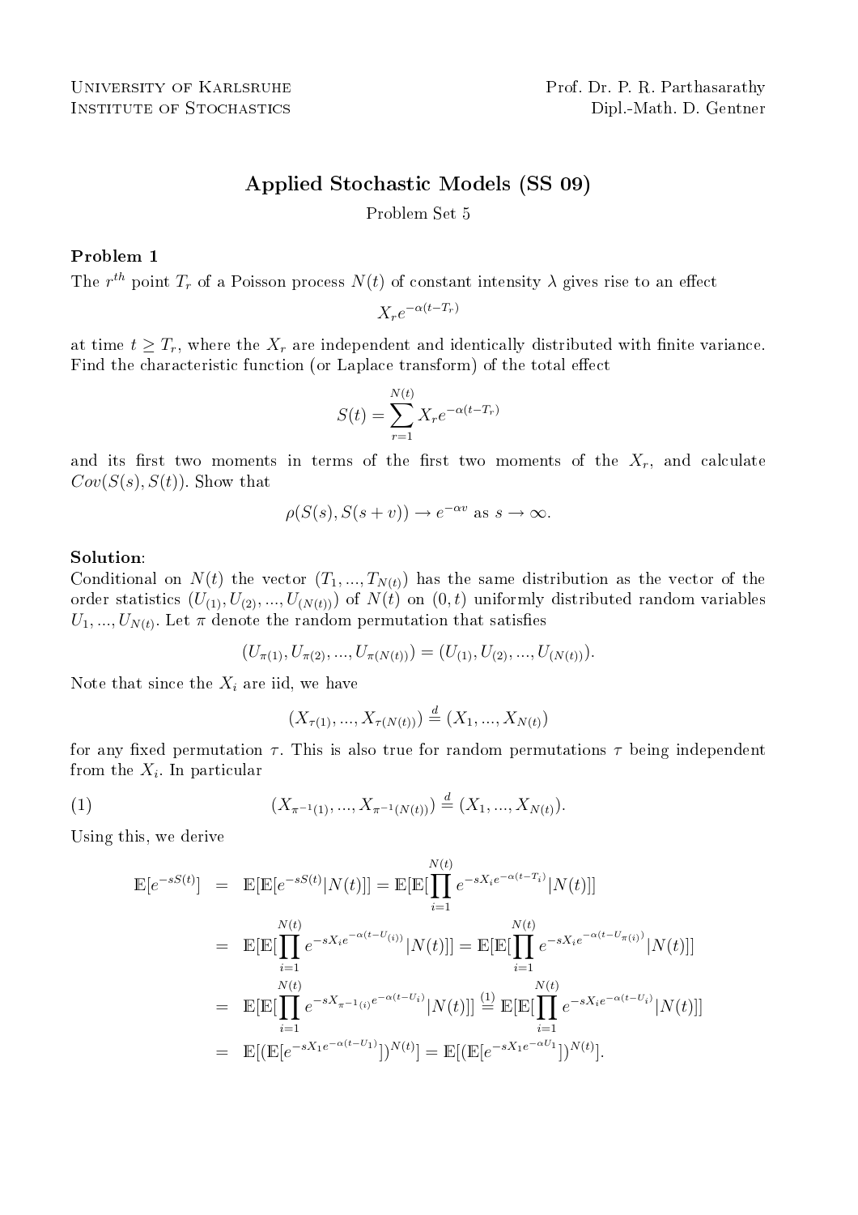University of Karlsruhe
Institute of Stochastics

Prof. Dr. P. R. Parthasarathy
Dipl.-Math. D. Gentner

# Applied Stochastic Models (SS 09)

Problem Set 5

### Problem 1

The $r^{th}$ point $T_r$ of a Poisson process $N(t)$ of constant intensity $\lambda$ gives rise to an effect

$$X_r e^{-\alpha(t-T_r)}$$

at time $t \geq T_r$, where the $X_r$ are independent and identically distributed with finite variance. Find the characteristic function (or Laplace transform) of the total effect

$$S(t) = \sum_{r=1}^{N(t)} X_r e^{-\alpha(t-T_r)}$$

and its first two moments in terms of the first two moments of the $X_r$, and calculate $Cov(S(s), S(t))$. Show that

$$\rho(S(s), S(s+v)) \to e^{-\alpha v} \text{ as } s \to \infty.$$

**Solution**:

Conditional on $N(t)$ the vector $(T_1, ..., T_{N(t)})$ has the same distribution as the vector of the order statistics $(U_{(1)}, U_{(2)}, ..., U_{(N(t))})$ of $N(t)$ on $(0, t)$ uniformly distributed random variables $U_1, ..., U_{N(t)}$. Let $\pi$ denote the random permutation that satisfies

$$(U_{\pi(1)}, U_{\pi(2)}, ..., U_{\pi(N(t))}) = (U_{(1)}, U_{(2)}, ..., U_{(N(t))}).$$

Note that since the $X_i$ are iid, we have

$$(X_{\tau(1)}, ..., X_{\tau(N(t))}) \stackrel{d}{=} (X_1, ..., X_{N(t)})$$

for any fixed permutation $\tau$. This is also true for random permutations $\tau$ being independent from the $X_i$. In particular

$$(X_{\pi^{-1}(1)}, ..., X_{\pi^{-1}(N(t))}) \stackrel{d}{=} (X_1, ..., X_{N(t)}). \tag{1}$$

Using this, we derive

$$\begin{aligned}
\mathbb{E}[e^{-sS(t)}] &= \mathbb{E}[\mathbb{E}[e^{-sS(t)}|N(t)]] = \mathbb{E}[\mathbb{E}[\prod_{i=1}^{N(t)} e^{-sX_i e^{-\alpha(t-T_i)}}|N(t)]] \\
&= \mathbb{E}[\mathbb{E}[\prod_{i=1}^{N(t)} e^{-sX_i e^{-\alpha(t-U_{(i)})}}|N(t)]] = \mathbb{E}[\mathbb{E}[\prod_{i=1}^{N(t)} e^{-sX_i e^{-\alpha(t-U_{\pi(i)})}}|N(t)]] \\
&= \mathbb{E}[\mathbb{E}[\prod_{i=1}^{N(t)} e^{-sX_{\pi^{-1}(i)} e^{-\alpha(t-U_i)}}|N(t)]] \stackrel{(1)}{=} \mathbb{E}[\mathbb{E}[\prod_{i=1}^{N(t)} e^{-sX_i e^{-\alpha(t-U_i)}}|N(t)]] \\
&= \mathbb{E}[(\mathbb{E}[e^{-sX_1 e^{-\alpha(t-U_1)}}])^{N(t)}] = \mathbb{E}[(\mathbb{E}[e^{-sX_1 e^{-\alpha U_1}}])^{N(t)}].
\end{aligned}$$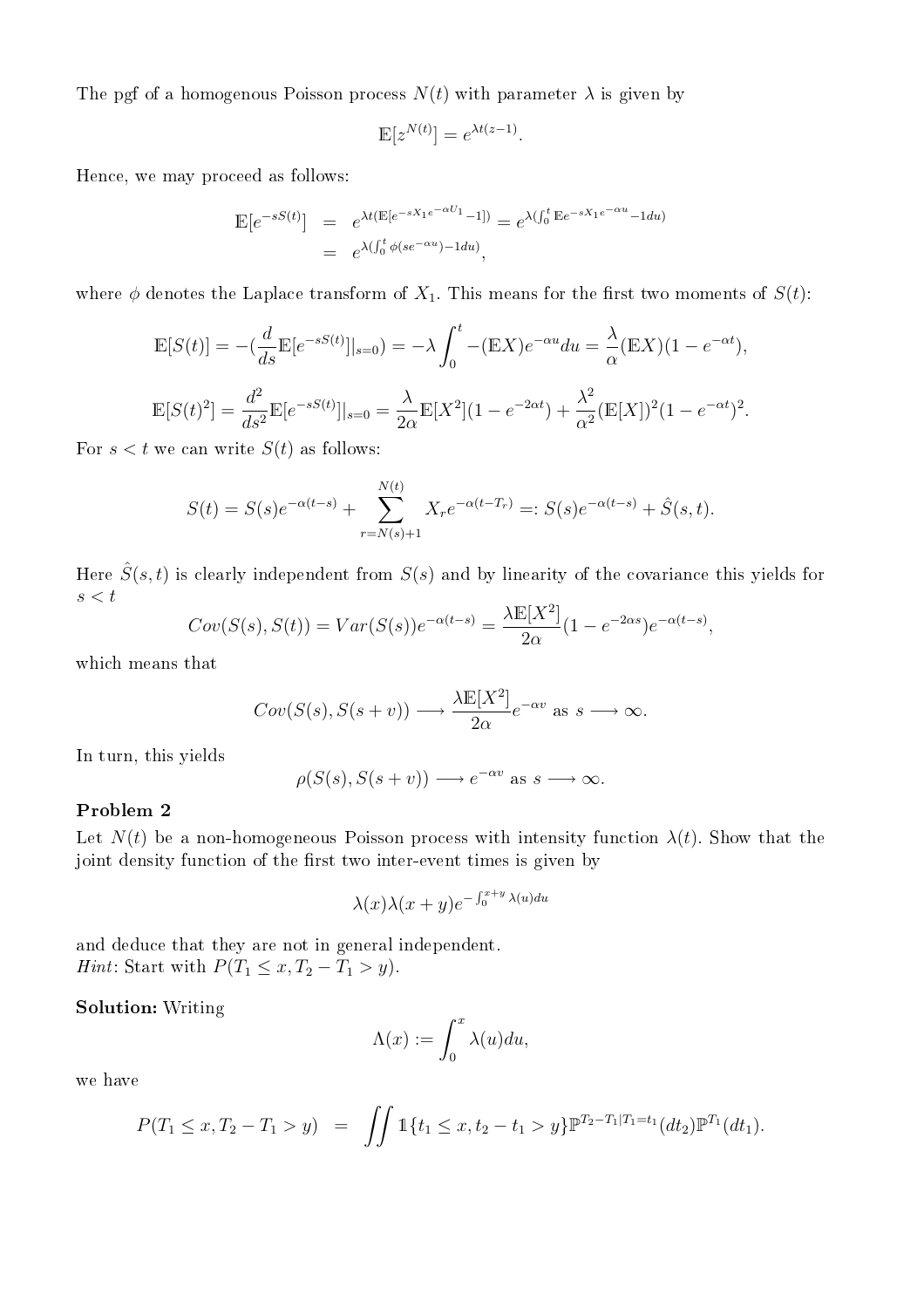The pgf of a homogenous Poisson process $N(t)$ with parameter $\lambda$ is given by

$$\mathbb{E}[z^{N(t)}] = e^{\lambda t(z-1)}.$$

Hence, we may proceed as follows:

$$\begin{aligned}
\mathbb{E}[e^{-sS(t)}] &= e^{\lambda t(\mathbb{E}[e^{-sX_1 e^{-\alpha U_1}}-1])} = e^{\lambda(\int_0^t \mathbb{E}e^{-sX_1 e^{-\alpha u}}-1du)} \\
&= e^{\lambda(\int_0^t \phi(se^{-\alpha u})-1du)},
\end{aligned}$$

where $\phi$ denotes the Laplace transform of $X_1$. This means for the first two moments of $S(t)$:

$$\mathbb{E}[S(t)] = -(\frac{d}{ds}\mathbb{E}[e^{-sS(t)}]|_{s=0}) = -\lambda\int_0^t -(\mathbb{E}X)e^{-\alpha u}du = \frac{\lambda}{\alpha}(\mathbb{E}X)(1-e^{-\alpha t}),$$

$$\mathbb{E}[S(t)^2] = \frac{d^2}{ds^2}\mathbb{E}[e^{-sS(t)}]|_{s=0} = \frac{\lambda}{2\alpha}\mathbb{E}[X^2](1-e^{-2\alpha t}) + \frac{\lambda^2}{\alpha^2}(\mathbb{E}[X])^2(1-e^{-\alpha t})^2.$$

For $s < t$ we can write $S(t)$ as follows:

$$S(t) = S(s)e^{-\alpha(t-s)} + \sum_{r=N(s)+1}^{N(t)} X_r e^{-\alpha(t-T_r)} =: S(s)e^{-\alpha(t-s)} + \hat{S}(s,t).$$

Here $\hat{S}(s,t)$ is clearly independent from $S(s)$ and by linearity of the covariance this yields for $s < t$

$$Cov(S(s),S(t)) = Var(S(s))e^{-\alpha(t-s)} = \frac{\lambda\mathbb{E}[X^2]}{2\alpha}(1-e^{-2\alpha s})e^{-\alpha(t-s)},$$

which means that

$$Cov(S(s),S(s+v)) \longrightarrow \frac{\lambda\mathbb{E}[X^2]}{2\alpha}e^{-\alpha v} \text{ as } s \longrightarrow \infty.$$

In turn, this yields

$$\rho(S(s),S(s+v)) \longrightarrow e^{-\alpha v} \text{ as } s \longrightarrow \infty.$$

**Problem 2**

Let $N(t)$ be a non-homogeneous Poisson process with intensity function $\lambda(t)$. Show that the joint density function of the first two inter-event times is given by

$$\lambda(x)\lambda(x+y)e^{-\int_0^{x+y}\lambda(u)du}$$

and deduce that they are not in general independent.
*Hint*: Start with $P(T_1 \le x, T_2 - T_1 > y)$.

**Solution:** Writing

$$\Lambda(x) := \int_0^x \lambda(u)du,$$

we have

$$P(T_1 \le x, T_2 - T_1 > y) = \iint \mathbb{1}\{t_1 \le x, t_2 - t_1 > y\}\mathbb{P}^{T_2-T_1|T_1=t_1}(dt_2)\mathbb{P}^{T_1}(dt_1).$$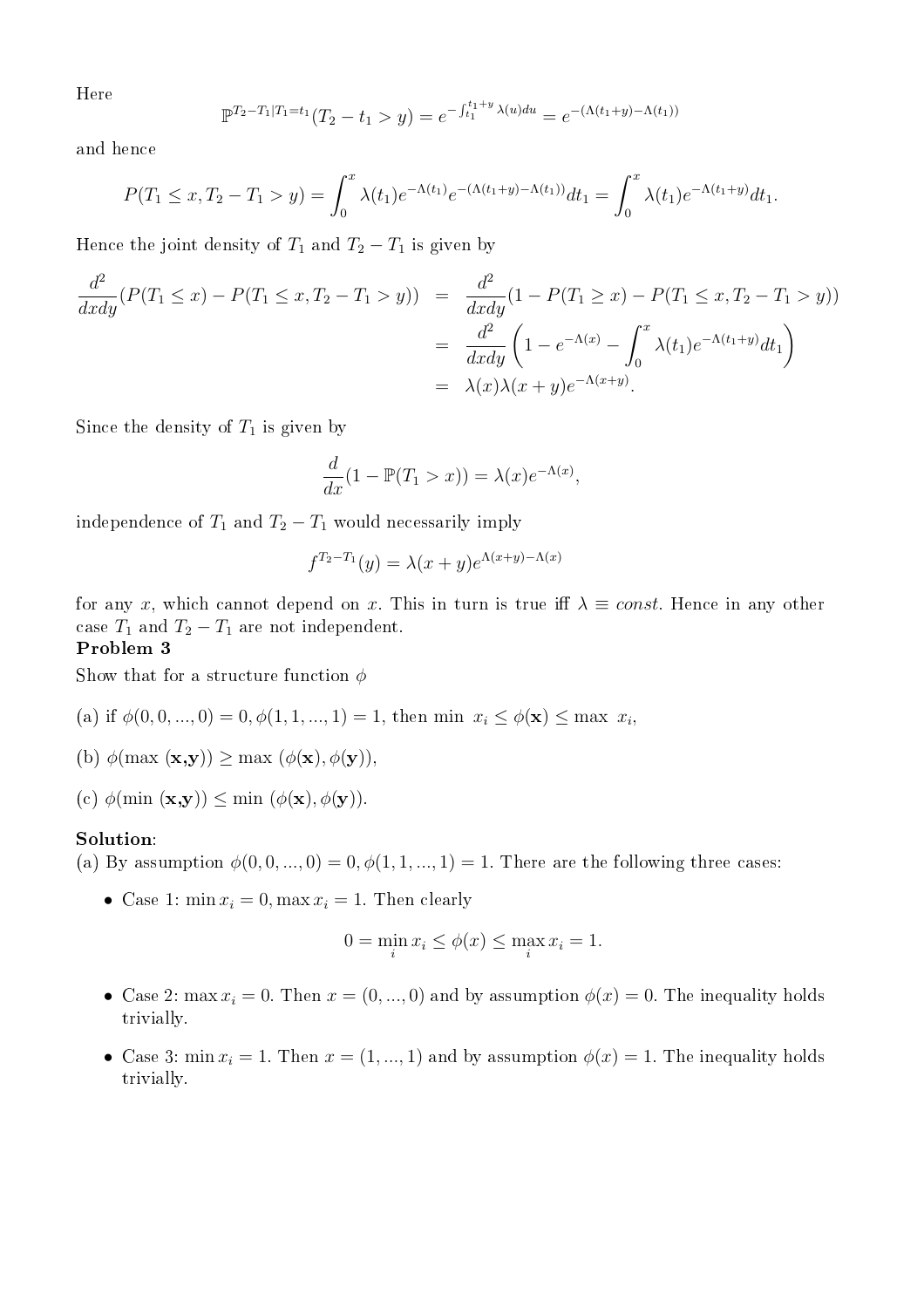Here

$$\mathbb{P}^{T_2-T_1|T_1=t_1}(T_2 - t_1 > y) = e^{-\int_{t_1}^{t_1+y} \lambda(u)du} = e^{-(\Lambda(t_1+y)-\Lambda(t_1))}$$

and hence

$$P(T_1 \leq x, T_2 - T_1 > y) = \int_0^x \lambda(t_1) e^{-\Lambda(t_1)} e^{-(\Lambda(t_1+y)-\Lambda(t_1))} dt_1 = \int_0^x \lambda(t_1) e^{-\Lambda(t_1+y)} dt_1.$$

Hence the joint density of $T_1$ and $T_2 - T_1$ is given by

$$\begin{aligned}
\frac{d^2}{dxdy}(P(T_1 \leq x) - P(T_1 \leq x, T_2 - T_1 > y)) &= \frac{d^2}{dxdy}(1 - P(T_1 \geq x) - P(T_1 \leq x, T_2 - T_1 > y)) \\
&= \frac{d^2}{dxdy}\left(1 - e^{-\Lambda(x)} - \int_0^x \lambda(t_1) e^{-\Lambda(t_1+y)} dt_1\right) \\
&= \lambda(x)\lambda(x+y)e^{-\Lambda(x+y)}.
\end{aligned}$$

Since the density of $T_1$ is given by

$$\frac{d}{dx}(1 - \mathbb{P}(T_1 > x)) = \lambda(x)e^{-\Lambda(x)},$$

independence of $T_1$ and $T_2 - T_1$ would necessarily imply

$$f^{T_2 - T_1}(y) = \lambda(x+y)e^{\Lambda(x+y)-\Lambda(x)}$$

for any $x$, which cannot depend on $x$. This in turn is true iff $\lambda \equiv const$. Hence in any other case $T_1$ and $T_2 - T_1$ are not independent.

**Problem 3**

Show that for a structure function $\phi$

(a) if $\phi(0, 0, ..., 0) = 0, \phi(1, 1, ..., 1) = 1$, then min $x_i \leq \phi(\mathbf{x}) \leq$ max $x_i$,

(b) $\phi(\max(\mathbf{x},\mathbf{y})) \geq \max(\phi(\mathbf{x}), \phi(\mathbf{y}))$,

(c) $\phi(\min(\mathbf{x},\mathbf{y})) \leq \min(\phi(\mathbf{x}), \phi(\mathbf{y}))$.

**Solution**:

(a) By assumption $\phi(0, 0, ..., 0) = 0, \phi(1, 1, ..., 1) = 1$. There are the following three cases:

- Case 1: $\min x_i = 0, \max x_i = 1$. Then clearly

$$0 = \min_i x_i \leq \phi(x) \leq \max_i x_i = 1.$$

- Case 2: $\max x_i = 0$. Then $x = (0, ..., 0)$ and by assumption $\phi(x) = 0$. The inequality holds trivially.

- Case 3: $\min x_i = 1$. Then $x = (1, ..., 1)$ and by assumption $\phi(x) = 1$. The inequality holds trivially.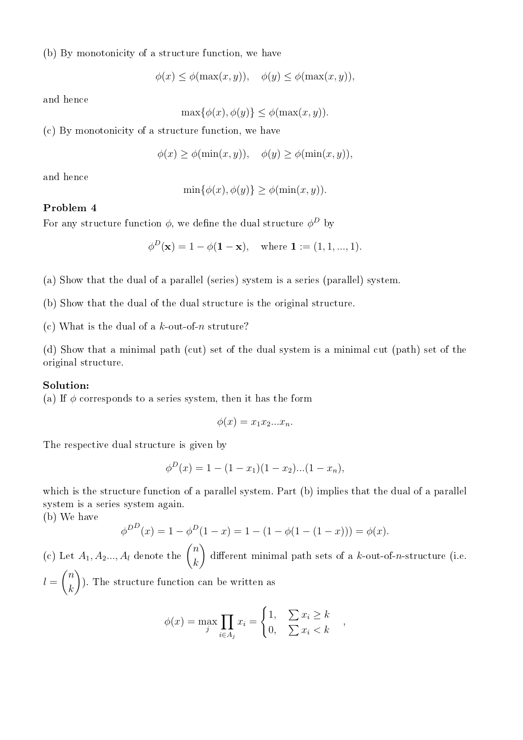(b) By monotonicity of a structure function, we have

$$\phi(x) \leq \phi(\max(x, y)), \quad \phi(y) \leq \phi(\max(x, y)),$$

and hence

$$\max\{\phi(x), \phi(y)\} \leq \phi(\max(x, y)).$$

(c) By monotonicity of a structure function, we have

$$\phi(x) \geq \phi(\min(x, y)), \quad \phi(y) \geq \phi(\min(x, y)),$$

and hence

$$\min\{\phi(x), \phi(y)\} \geq \phi(\min(x, y)).$$

**Problem 4**

For any structure function $\phi$, we define the dual structure $\phi^D$ by

$$\phi^D(\mathbf{x}) = 1 - \phi(\mathbf{1} - \mathbf{x}), \quad \text{where } \mathbf{1} := (1, 1, ..., 1).$$

(a) Show that the dual of a parallel (series) system is a series (parallel) system.

(b) Show that the dual of the dual structure is the original structure.

(c) What is the dual of a $k$-out-of-$n$ struture?

(d) Show that a minimal path (cut) set of the dual system is a minimal cut (path) set of the original structure.

**Solution:**

(a) If $\phi$ corresponds to a series system, then it has the form

$$\phi(x) = x_1 x_2 ... x_n.$$

The respective dual structure is given by

$$\phi^D(x) = 1 - (1 - x_1)(1 - x_2)...(1 - x_n),$$

which is the structure function of a parallel system. Part (b) implies that the dual of a parallel system is a series system again.

(b) We have

$$\phi^{D^D}(x) = 1 - \phi^D(1 - x) = 1 - (1 - \phi(1 - (1 - x))) = \phi(x).$$

(c) Let $A_1, A_2 ..., A_l$ denote the $\binom{n}{k}$ different minimal path sets of a $k$-out-of-$n$-structure (i.e. $l = \binom{n}{k}$). The structure function can be written as

$$\phi(x) = \max_j \prod_{i \in A_j} x_i = \begin{cases} 1, & \sum x_i \geq k \\ 0, & \sum x_i < k \end{cases},$$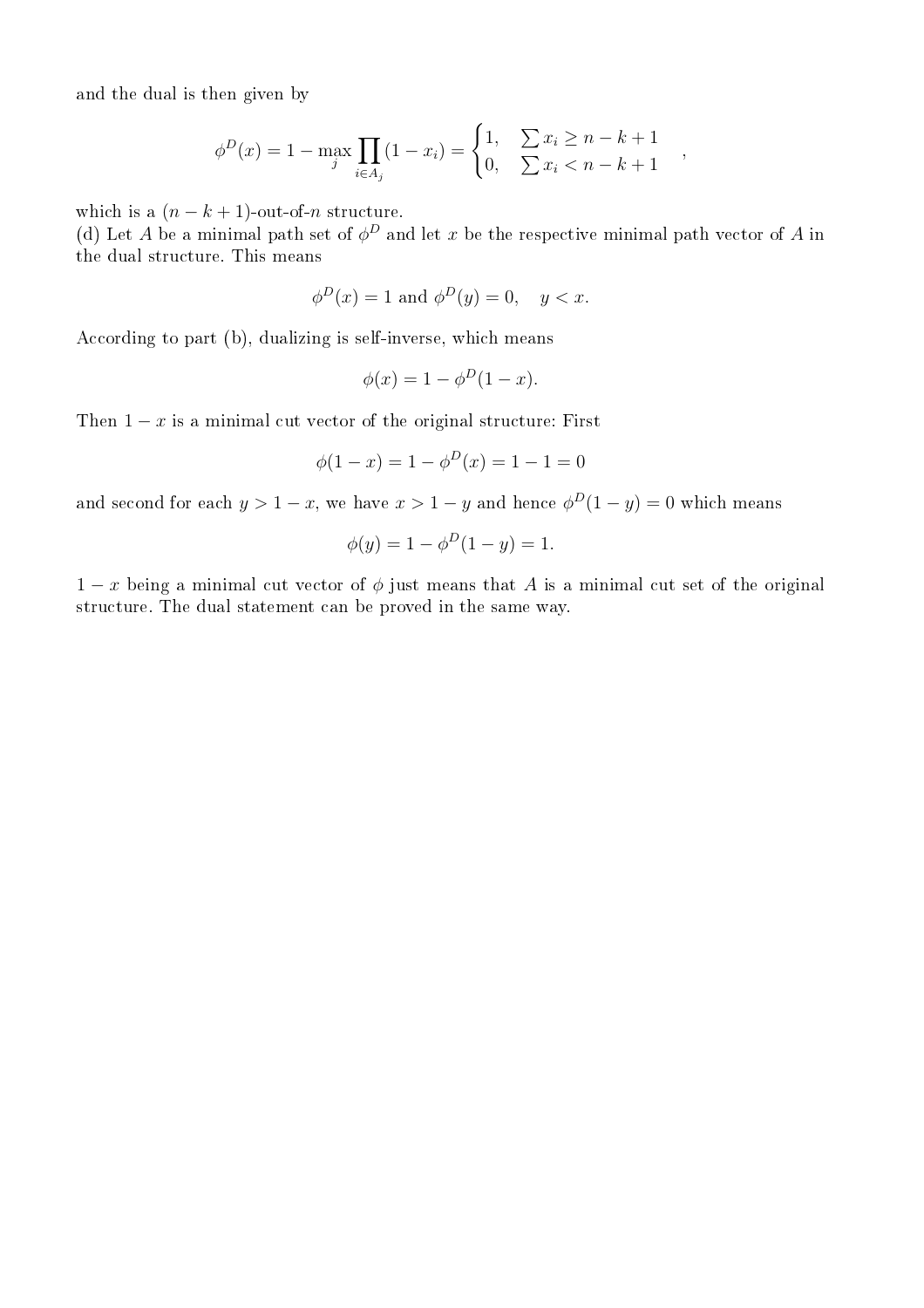and the dual is then given by

$$\phi^D(x) = 1 - \max_j \prod_{i \in A_j} (1 - x_i) = \begin{cases} 1, & \sum x_i \geq n - k + 1 \\ 0, & \sum x_i < n - k + 1 \end{cases},$$

which is a $(n-k+1)$-out-of-$n$ structure.
(d) Let $A$ be a minimal path set of $\phi^D$ and let $x$ be the respective minimal path vector of $A$ in the dual structure. This means

$$\phi^D(x) = 1 \text{ and } \phi^D(y) = 0, \quad y < x.$$

According to part (b), dualizing is self-inverse, which means

$$\phi(x) = 1 - \phi^D(1 - x).$$

Then $1 - x$ is a minimal cut vector of the original structure: First

$$\phi(1 - x) = 1 - \phi^D(x) = 1 - 1 = 0$$

and second for each $y > 1 - x$, we have $x > 1 - y$ and hence $\phi^D(1 - y) = 0$ which means

$$\phi(y) = 1 - \phi^D(1 - y) = 1.$$

$1 - x$ being a minimal cut vector of $\phi$ just means that $A$ is a minimal cut set of the original structure. The dual statement can be proved in the same way.